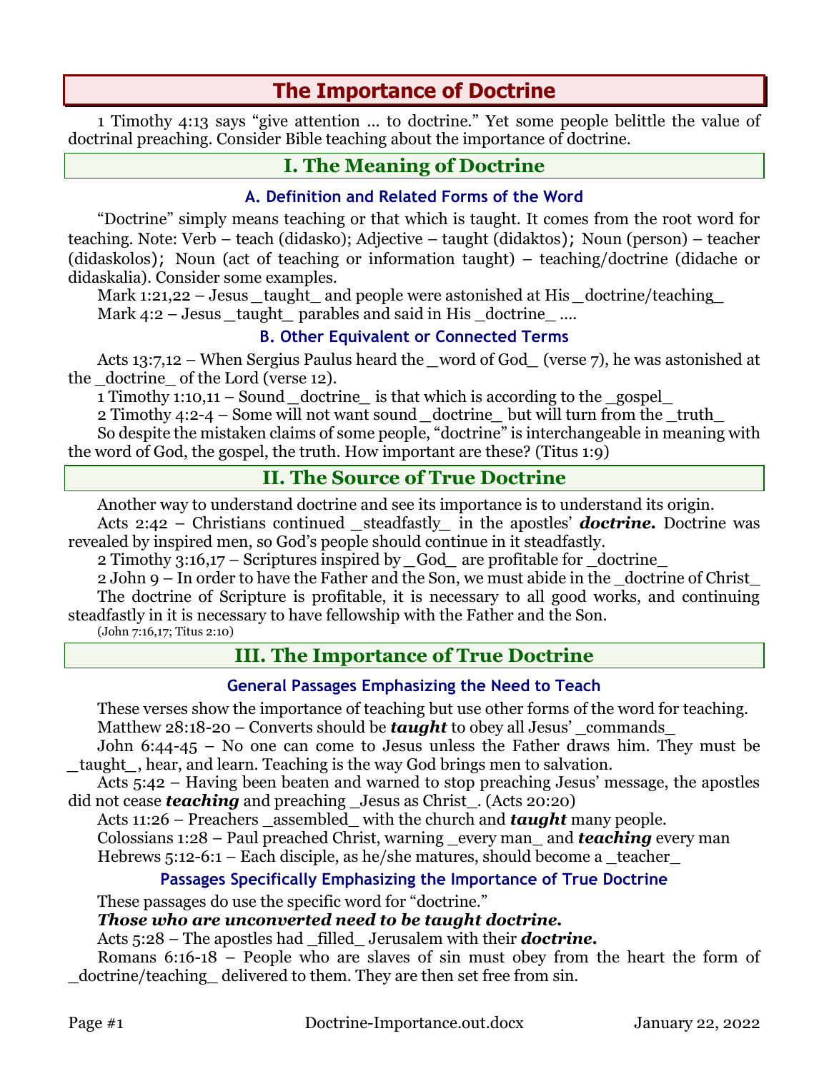# The Importance of Doctrine

1 Timothy 4:13 says "give attention … to doctrine." Yet some people belittle the value of doctrinal preaching. Consider Bible teaching about the importance of doctrine.

## I. The Meaning of Doctrine

### A. Definition and Related Forms of the Word

"Doctrine" simply means teaching or that which is taught. It comes from the root word for teaching. Note: Verb – teach (didasko); Adjective – taught (didaktos); Noun (person) – teacher (didaskolos); Noun (act of teaching or information taught) – teaching/doctrine (didache or didaskalia). Consider some examples.

Mark 1:21,22 – Jesus _taught_ and people were astonished at His _doctrine/teaching_

Mark 4:2 – Jesus _taught_ parables and said in His _doctrine_ ….

### B. Other Equivalent or Connected Terms

Acts 13:7,12 – When Sergius Paulus heard the _word of God_ (verse 7), he was astonished at the _doctrine_ of the Lord (verse 12).

1 Timothy 1:10,11 – Sound _doctrine_ is that which is according to the _gospel_

2 Timothy 4:2-4 – Some will not want sound _doctrine_ but will turn from the _truth_

So despite the mistaken claims of some people, "doctrine" is interchangeable in meaning with the word of God, the gospel, the truth. How important are these? (Titus 1:9)

## II. The Source of True Doctrine

Another way to understand doctrine and see its importance is to understand its origin.

Acts 2:42 – Christians continued _steadfastly_ in the apostles' ***doctrine.*** Doctrine was revealed by inspired men, so God's people should continue in it steadfastly.

2 Timothy 3:16,17 – Scriptures inspired by _God_ are profitable for _doctrine_

2 John 9 – In order to have the Father and the Son, we must abide in the _doctrine of Christ_

The doctrine of Scripture is profitable, it is necessary to all good works, and continuing steadfastly in it is necessary to have fellowship with the Father and the Son.

(John 7:16,17; Titus 2:10)

## III. The Importance of True Doctrine

### General Passages Emphasizing the Need to Teach

These verses show the importance of teaching but use other forms of the word for teaching.

Matthew 28:18-20 – Converts should be ***taught*** to obey all Jesus' _commands_

John 6:44-45 – No one can come to Jesus unless the Father draws him. They must be _taught_, hear, and learn. Teaching is the way God brings men to salvation.

Acts 5:42 – Having been beaten and warned to stop preaching Jesus' message, the apostles did not cease ***teaching*** and preaching _Jesus as Christ_. (Acts 20:20)

Acts 11:26 – Preachers _assembled_ with the church and ***taught*** many people.

Colossians 1:28 – Paul preached Christ, warning _every man_ and ***teaching*** every man

Hebrews 5:12-6:1 – Each disciple, as he/she matures, should become a _teacher_

### Passages Specifically Emphasizing the Importance of True Doctrine

These passages do use the specific word for "doctrine."

***Those who are unconverted need to be taught doctrine.***

Acts 5:28 – The apostles had _filled_ Jerusalem with their ***doctrine.***

Romans 6:16-18 – People who are slaves of sin must obey from the heart the form of _doctrine/teaching_ delivered to them. They are then set free from sin.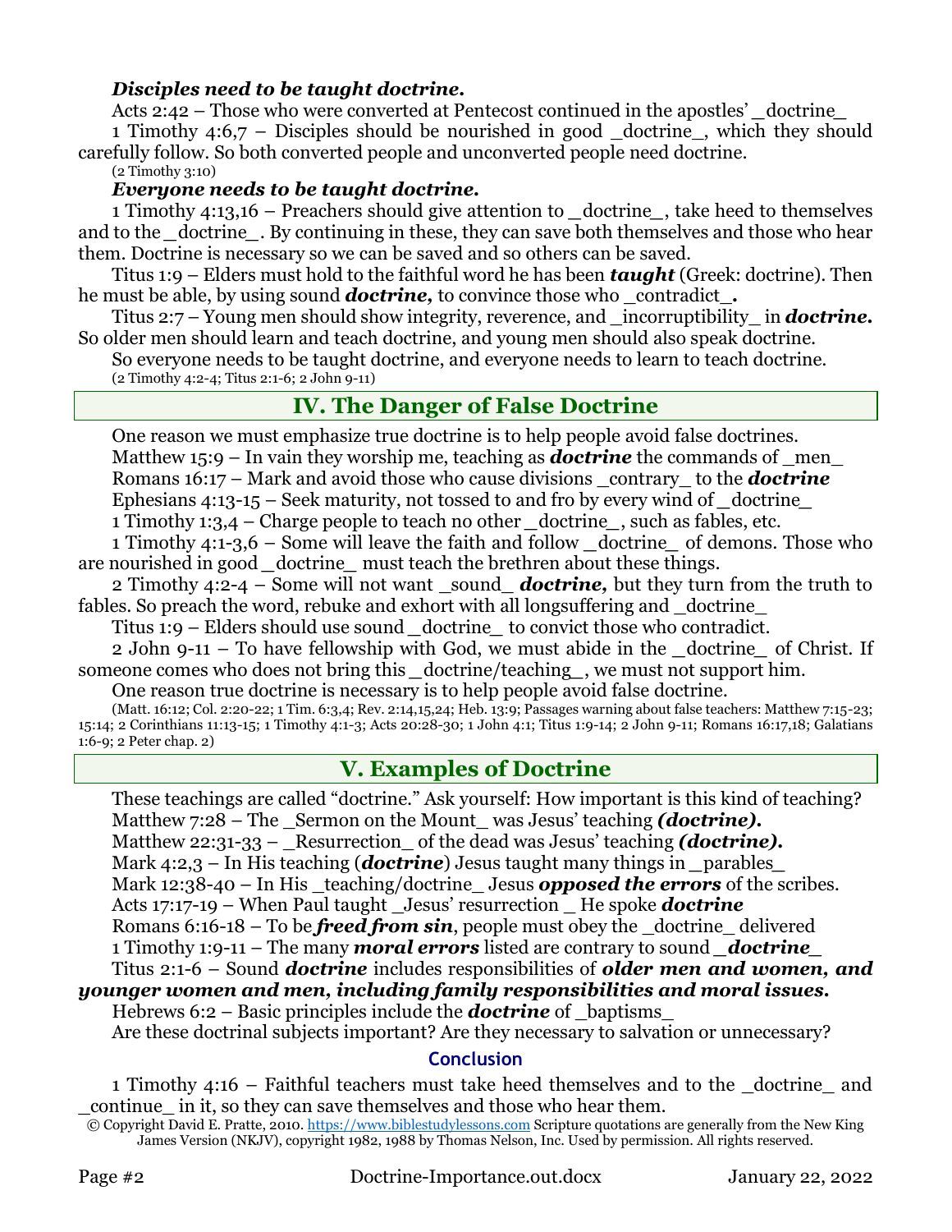***Disciples need to be taught doctrine.***

Acts 2:42 – Those who were converted at Pentecost continued in the apostles' _doctrine_

1 Timothy 4:6,7 – Disciples should be nourished in good _doctrine_, which they should carefully follow. So both converted people and unconverted people need doctrine.

(2 Timothy 3:10)

***Everyone needs to be taught doctrine.***

1 Timothy 4:13,16 – Preachers should give attention to _doctrine_, take heed to themselves and to the _doctrine_. By continuing in these, they can save both themselves and those who hear them. Doctrine is necessary so we can be saved and so others can be saved.

Titus 1:9 – Elders must hold to the faithful word he has been ***taught*** (Greek: doctrine). Then he must be able, by using sound ***doctrine,*** to convince those who _contradict_**.**

Titus 2:7 – Young men should show integrity, reverence, and _incorruptibility_ in ***doctrine.*** So older men should learn and teach doctrine, and young men should also speak doctrine.

So everyone needs to be taught doctrine, and everyone needs to learn to teach doctrine.

(2 Timothy 4:2-4; Titus 2:1-6; 2 John 9-11)

## IV. The Danger of False Doctrine

One reason we must emphasize true doctrine is to help people avoid false doctrines.

Matthew 15:9 – In vain they worship me, teaching as ***doctrine*** the commands of _men_

Romans 16:17 – Mark and avoid those who cause divisions _contrary_ to the ***doctrine***

Ephesians 4:13-15 – Seek maturity, not tossed to and fro by every wind of _doctrine_

1 Timothy 1:3,4 – Charge people to teach no other _doctrine_, such as fables, etc.

1 Timothy 4:1-3,6 – Some will leave the faith and follow _doctrine_ of demons. Those who are nourished in good _doctrine_ must teach the brethren about these things.

2 Timothy 4:2-4 – Some will not want _sound_ ***doctrine,*** but they turn from the truth to fables. So preach the word, rebuke and exhort with all longsuffering and _doctrine_

Titus 1:9 – Elders should use sound _doctrine_ to convict those who contradict.

2 John 9-11 – To have fellowship with God, we must abide in the _doctrine_ of Christ. If someone comes who does not bring this _doctrine/teaching_, we must not support him.

One reason true doctrine is necessary is to help people avoid false doctrine.

(Matt. 16:12; Col. 2:20-22; 1 Tim. 6:3,4; Rev. 2:14,15,24; Heb. 13:9; Passages warning about false teachers: Matthew 7:15-23; 15:14; 2 Corinthians 11:13-15; 1 Timothy 4:1-3; Acts 20:28-30; 1 John 4:1; Titus 1:9-14; 2 John 9-11; Romans 16:17,18; Galatians 1:6-9; 2 Peter chap. 2)

## V. Examples of Doctrine

These teachings are called "doctrine." Ask yourself: How important is this kind of teaching?

Matthew 7:28 – The _Sermon on the Mount_ was Jesus' teaching ***(doctrine).***

Matthew 22:31-33 – _Resurrection_ of the dead was Jesus' teaching ***(doctrine).***

Mark 4:2,3 – In His teaching (***doctrine***) Jesus taught many things in _parables_

Mark 12:38-40 – In His _teaching/doctrine_ Jesus ***opposed the errors*** of the scribes.

Acts 17:17-19 – When Paul taught _Jesus' resurrection _ He spoke ***doctrine***

Romans 6:16-18 – To be ***freed from sin***, people must obey the _doctrine_ delivered

1 Timothy 1:9-11 – The many ***moral errors*** listed are contrary to sound ***_doctrine_***

Titus 2:1-6 – Sound ***doctrine*** includes responsibilities of ***older men and women, and younger women and men, including family responsibilities and moral issues.***

Hebrews 6:2 – Basic principles include the ***doctrine*** of _baptisms_

Are these doctrinal subjects important? Are they necessary to salvation or unnecessary?

### Conclusion

1 Timothy 4:16 – Faithful teachers must take heed themselves and to the _doctrine_ and _continue_ in it, so they can save themselves and those who hear them.

© Copyright David E. Pratte, 2010. https://www.biblestudylessons.com Scripture quotations are generally from the New King James Version (NKJV), copyright 1982, 1988 by Thomas Nelson, Inc. Used by permission. All rights reserved.